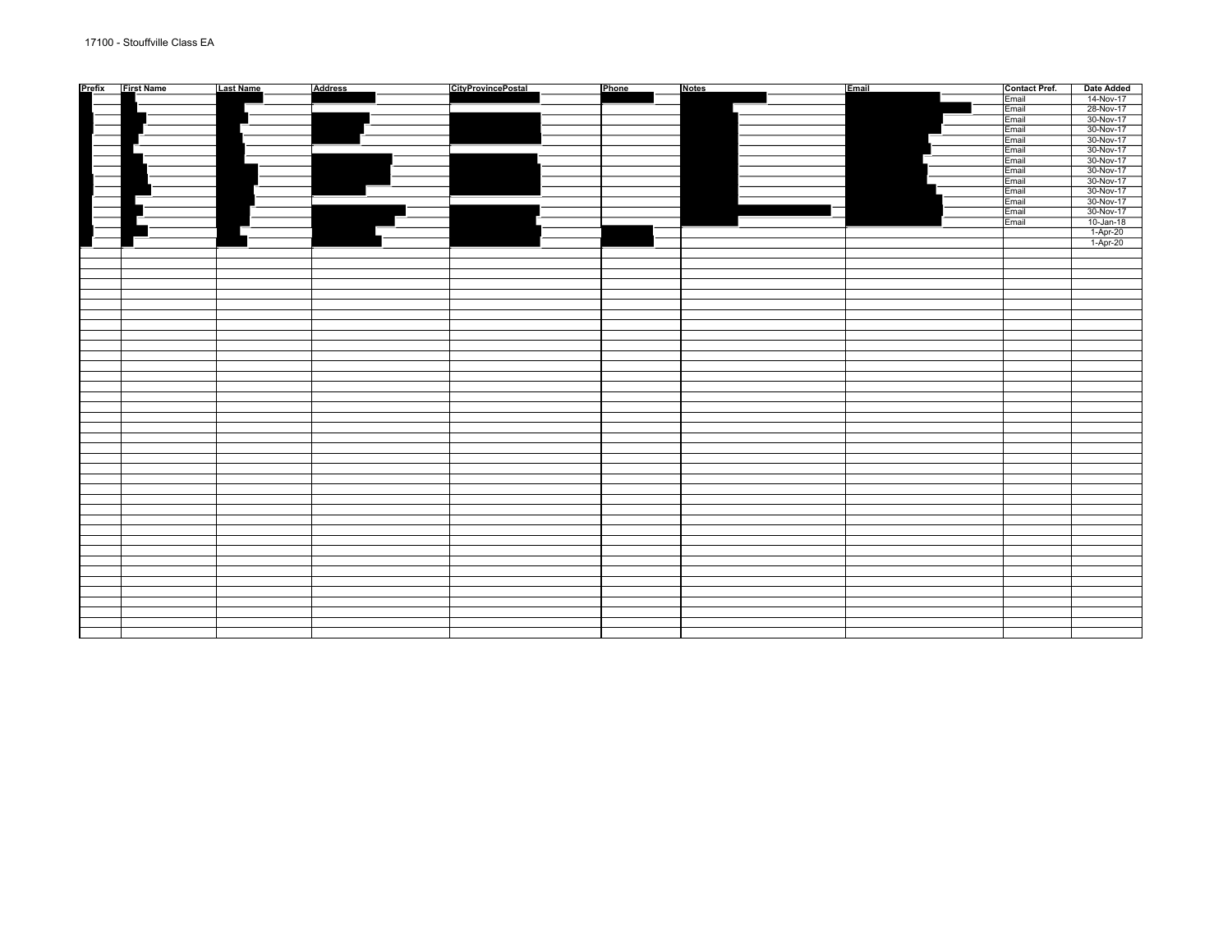17100 - Stouffville Class EA

| Prefix | First Name | Last Name | Address | CityProvincePostal | Phone | Notes | Email | Contact Pref. | Date Added |
|---|---|---|---|---|---|---|---|---|---|
| | | | | | | | | Email | 14-Nov-17 |
| | | | | | | | | Email | 28-Nov-17 |
| | | | | | | | | Email | 30-Nov-17 |
| | | | | | | | | Email | 30-Nov-17 |
| | | | | | | | | Email | 30-Nov-17 |
| | | | | | | | | Email | 30-Nov-17 |
| | | | | | | | | Email | 30-Nov-17 |
| | | | | | | | | Email | 30-Nov-17 |
| | | | | | | | | Email | 30-Nov-17 |
| | | | | | | | | Email | 30-Nov-17 |
| | | | | | | | | Email | 30-Nov-17 |
| | | | | | | | | Email | 30-Nov-17 |
| | | | | | | | | Email | 10-Jan-18 |
| | | | | | | | | | 1-Apr-20 |
| | | | | | | | | | 1-Apr-20 |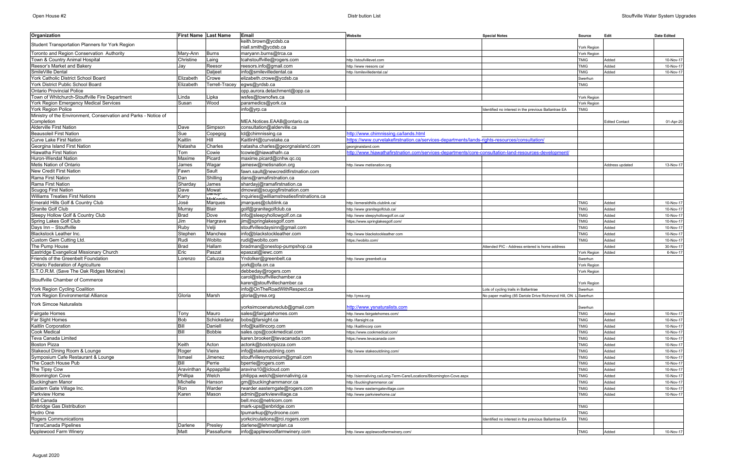| Organization | First Name | Last Name | Email | Website | Special Notes | Source | Edit | Date Edited |
|---|---|---|---|---|---|---|---|---|
| Student Transportation Planners for York Region | | | keith.brown@ycdsb.ca niall.smith@ycdsb.ca | | | York Region | | |
| Toronto and Region Conservation Authority | Mary-Ann | Burns | maryann.burns@trca.ca | | | York Region | | |
| Town & Country Animal Hospital | Christine | Laing | tcahstouffville@rogers.com | http://stoufvillevet.com | | TMIG | Added | 10-Nov-17 |
| Reesor's Market and Bakery | Jay | Reesor | reesors.info@gmail.com | http://www reesors ca/ | | TMIG | Added | 10-Nov-17 |
| SmileVille Dental | | Daljeet | info@smilevilledental.ca | http://smilevilledental.ca/ | | TMIG | Added | 10-Nov-17 |
| York Catholic District School Board | Elizabeth | Crowe | elizabeth.crowe@ycdsb.ca | | | Swerhun | | |
| York District Public School Board | Elizabeth | Terrell-Tracey | egws@yrdsb.ca | | | TMIG | | |
| Ontario Provincial Police | | | opp.aurora.detachment@opp.ca | | | | | |
| Town of Whitchurch-Stouffville Fire Department | Linda | Lipka | wsfes@townofws.ca | | | York Region | | |
| York Region Emergency Medical Services | Susan | Wood | paramedics@york.ca | | | York Region | | |
| York Region Police | | | info@yrp.ca | | Identified no interest in the previous Ballantrae EA | TMIG | | |
| Ministry of the Environment, Conservation and Parks - Notice of Completion | | | MEA.Notices.EAAB@ontario.ca | | | | Edited Contact | 01-Apr-20 |
| Alderville First Nation | Dave | Simpson | consultation@alderville.ca | | | | | |
| Beausoleil First Nation | Sue | Copegog | lcl@chimnissing.ca | http://www.chimnissing.ca/lands.html | | | | |
| Curve Lake First Nation | Kaitlin | Hill | KaitlinH@curvelake.ca | https://www.curvelakefirstnation.ca/services-departments/lands-rights-resources/consultation/ | | | | |
| Georgina Island First Nation | Natasha | Charles | natasha.charles@georgnaisland.com | georginaisland.com | | | | |
| Hiawatha First Nation | Tom | Cowie | tcowie@hiawathafn.ca | http://www.hiawathafirstnation.com/services-departments/core-consultation-land-resources-development/ | | | | |
| Huron-Wendat Nation | Maxime | Picard | maxime.picard@cnhw.qc.cq | | | | | |
| Metis Nation of Ontario | James | Wagar | jamesw@metisnation.org | http://www metisnation.org | | | Address updated | 13-Nov-17 |
| New Credit First Nation | Fawn | Sault | fawn.sault@newcreditfirstnation.com | | | | | |
| Rama First Nation | Dan | Shilling | dans@ramafirstnation.ca | | | | | |
| Rama First Nation | Sharday | James | shardayj@ramafirstnation.ca | | | | | |
| Scugog First Nation | Dave | Mowat | dmowat@scugogfirstnation.com | | | | | |
| Williams Treaties First Nations | Karry | Sandy-McKenzie | inquiries@williamstreatiesfirstnations.ca | | | | | |
| Emerald Hills Golf & Country Club | José | Marques | jmarques@clublink.ca | http://emeraldhills.clublink.ca/ | | TMIG | Added | 10-Nov-17 |
| Granite Golf Club | Murray | Blair | golf@granitegolfclub.ca | http://www granitegolfclub.ca/ | | TMIG | Added | 10-Nov-17 |
| Sleepy Hollow Golf & Country Club | Brad | Dove | info@sleepyhollowgolf.on.ca | http://www sleepyhollowgolf.on.ca/ | | TMIG | Added | 10-Nov-17 |
| Spring Lakes Golf Club | Jim | Hargrave | jim@springlakesgolf.com | https://www.springlakesgolf.com/ | | TMIG | Added | 10-Nov-17 |
| Days Inn – Stouffville | Ruby | Velji | stouffvillesdaysinn@gmail.com | | | TMIG | Added | 10-Nov-17 |
| Blackstock Leather Inc. | Stephen | Manchee | info@blackstockleather.com | http://www blackstockleather com | | TMIG | Added | 10-Nov-17 |
| Custom Gem Cutting Ltd. | Rudi | Wobito | rudi@wobito.com | https://wobito.com/ | | TMIG | Added | 10-Nov-17 |
| The Pump House | Brad | Hallam | bradman@onestop-pumpshop.ca | | Attended PIC - Address entered is home address | | Added | 30-Nov-17 |
| Eastridge Evangelical Missionary Church | Eric | Paszat | epaszat@iewc.com | | | York Region | Added | 6-Nov-17 |
| Friends of the Greenbelt Foundation | Lorenzo | Catuzza | Yndolker@greenbelt.ca | http://www greenbelt.ca | | Swerhun | | |
| Ontario Federation of Agriculture | | | york@ofa.on.ca | | | York Region | | |
| S.T.O.R.M. (Save The Oak Ridges Moraine) | | | debbeday@rogers.com | | | York Region | | |
| Stouffville Chamber of Commerce | | | carol@stouffvillechamber.ca karen@stouffvillechamber.ca | | | York Region | | |
| York Region Cycling Coalition | | | info@OnTheRoadWithRespect.ca | | Lots of cycling trails in Ballantrae | Swerhun | | |
| York Region Environmental Alliance | Gloria | Marsh | gloria@yrea.org | http://yrea.org | No paper mailing (85 Dariole Drive Richmond Hill, ON L | Swerhun | | |
| York Simcoe Naturalists | | | yorksimcoenatureclub@gmail.com | http://www.ysnaturalists.com | | Swerhun | | |
| Fairgate Homes | Tony | Mauro | sales@fairgatehomes.com | http://www.fairgatehomes.com/ | | TMIG | Added | 10-Nov-17 |
| Far Sight Homes | Bob | Schickedanz | bobs@farsight.ca | http://farsight.ca | | TMIG | Added | 10-Nov-17 |
| Kaitlin Corporation | Bill | Daniell | info@kaitlincorp.com | http://kaitlincorp.com | | TMIG | Added | 10-Nov-17 |
| Cook Medical | Bill | Bobbie | sales.ops@cookmedical.com | https://www.cookmedical.com/ | | TMIG | Added | 10-Nov-17 |
| Teva Canada Limited | | | karen.brooker@tevacanada.com | https://www.tevacanada.com | | TMIG | Added | 10-Nov-17 |
| Boston Pizza | Keith | Acton | actonk@bostonpizza.com | | | TMIG | Added | 10-Nov-17 |
| Stakeout Dining Room & Lounge | Roger | Vieira | info@stakeoutdining.com | http://www stakeoutdining.com/ | | TMIG | Added | 10-Nov-17 |
| Symposium Cafe Restaurant & Lounge | Ismael | Jimenez | stouffvillesymposium@gmail.com | | | TMIG | Added | 10-Nov-17 |
| The Coach House Pub | Bill | Perrie | bperrie@rogers.com | | | TMIG | Added | 10-Nov-17 |
| The Tipsy Cow | Aravinthan | Appappillai | aravina10@icloud.com | | | TMIG | Added | 10-Nov-17 |
| Bloomington Cove | Phillipa | Welch | philippa.welch@siennaliving.ca | http://siennaliving.ca/Long-Term-Care/Locations/Bloomington-Cove.aspx | | TMIG | Added | 10-Nov-17 |
| Buckingham Manor | Michelle | Hanson | gm@buckinghammanor.ca | http://buckinghammanor.ca/ | | TMIG | Added | 10-Nov-17 |
| Eastern Gate Village Inc. | Ron | Warder | rwarder.easterngate@rogers.com | http://www easterngatevillage.com | | TMIG | Added | 10-Nov-17 |
| Parkview Home | Karen | Mason | admin@parkviewvillage.ca | http://www parkviewhome.ca/ | | TMIG | Added | 10-Nov-17 |
| Bell Canada | | | bell.moc@netricom.com | | | | | |
| Enbridge Gas Distribution | | | mark-ups@enbridge.com | | | TMIG | | |
| Hydro One | | | tpumarkup@hydroone.com | | | TMIG | | |
| Rogers Communications | | | yorkcirculations@rci.rogers.com | | Identified no interest in the previous Ballantrae EA | TMIG | | |
| TransCanada Pipelines | Darlene | Presley | darlene@lehmanplan.ca | | | | | |
| Applewood Farm Winery | Matt | Passafiume | info@applewoodfarmwinery.com | http://www applewoodfarmwinery.com/ | | TMIG | Added | 10-Nov-17 |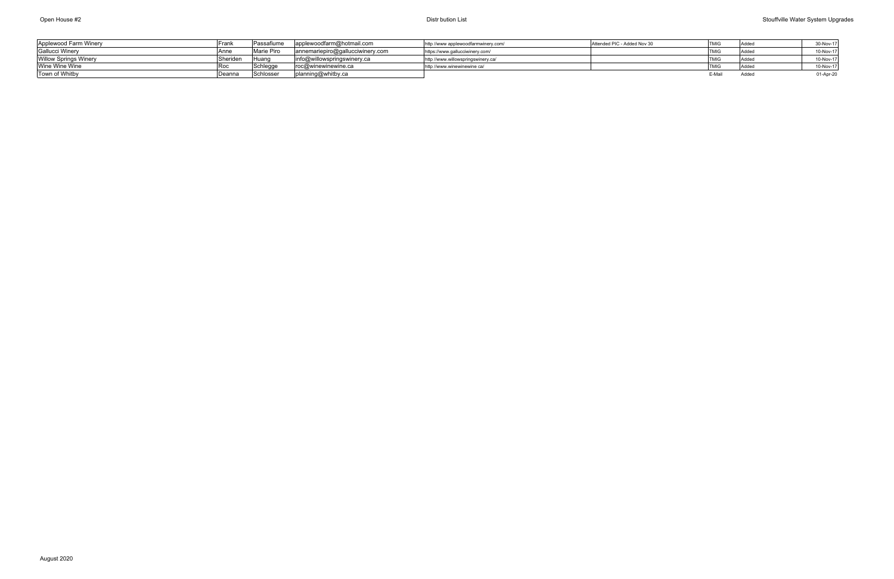| | | | | | | | | |
|---|---|---|---|---|---|---|---|---|
| Applewood Farm Winery | Frank | Passafiume | applewoodfarm@hotmail.com | http://www applewoodfarmwinery.com/ | Attended PIC - Added Nov 30 | TMIG | Added | 30-Nov-17 |
| Gallucci Winery | Anne | Marie Piro | annemariepiro@gallucciwinery.com | https://www.gallucciwinery.com/ | | TMIG | Added | 10-Nov-17 |
| Willow Springs Winery | Sheriden | Huang | info@willowspringswinery.ca | http://www.willowspringswinery.ca/ | | TMIG | Added | 10-Nov-17 |
| Wine Wine Wine | Roc | Schlegge | roc@winewinewine.ca | http://www.winewinewine ca/ | | TMIG | Added | 10-Nov-17 |
| Town of Whitby | Deanna | Schlosser | planning@whitby.ca | | | E-Mail | Added | 01-Apr-20 |